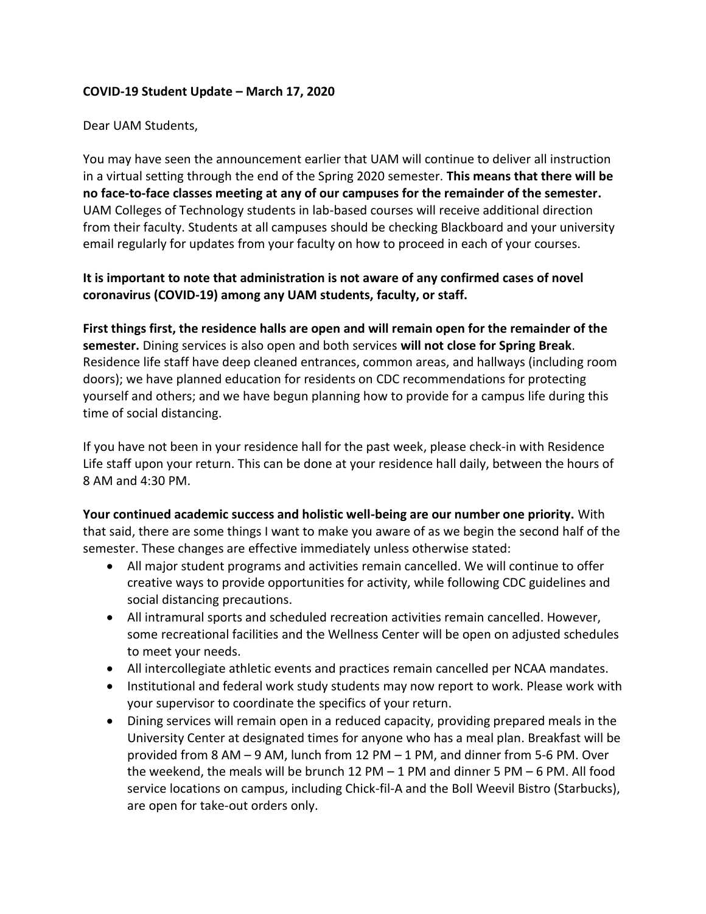**COVID-19 Student Update – March 17, 2020**

Dear UAM Students,

You may have seen the announcement earlier that UAM will continue to deliver all instruction in a virtual setting through the end of the Spring 2020 semester. **This means that there will be no face-to-face classes meeting at any of our campuses for the remainder of the semester.** UAM Colleges of Technology students in lab-based courses will receive additional direction from their faculty. Students at all campuses should be checking Blackboard and your university email regularly for updates from your faculty on how to proceed in each of your courses.

**It is important to note that administration is not aware of any confirmed cases of novel coronavirus (COVID-19) among any UAM students, faculty, or staff.**

**First things first, the residence halls are open and will remain open for the remainder of the semester.** Dining services is also open and both services **will not close for Spring Break**. Residence life staff have deep cleaned entrances, common areas, and hallways (including room doors); we have planned education for residents on CDC recommendations for protecting yourself and others; and we have begun planning how to provide for a campus life during this time of social distancing.

If you have not been in your residence hall for the past week, please check-in with Residence Life staff upon your return. This can be done at your residence hall daily, between the hours of 8 AM and 4:30 PM.

**Your continued academic success and holistic well-being are our number one priority.** With that said, there are some things I want to make you aware of as we begin the second half of the semester. These changes are effective immediately unless otherwise stated:

- All major student programs and activities remain cancelled. We will continue to offer creative ways to provide opportunities for activity, while following CDC guidelines and social distancing precautions.
- All intramural sports and scheduled recreation activities remain cancelled. However, some recreational facilities and the Wellness Center will be open on adjusted schedules to meet your needs.
- All intercollegiate athletic events and practices remain cancelled per NCAA mandates.
- Institutional and federal work study students may now report to work. Please work with your supervisor to coordinate the specifics of your return.
- Dining services will remain open in a reduced capacity, providing prepared meals in the University Center at designated times for anyone who has a meal plan. Breakfast will be provided from 8 AM – 9 AM, lunch from 12 PM – 1 PM, and dinner from 5-6 PM. Over the weekend, the meals will be brunch 12 PM – 1 PM and dinner 5 PM – 6 PM. All food service locations on campus, including Chick-fil-A and the Boll Weevil Bistro (Starbucks), are open for take-out orders only.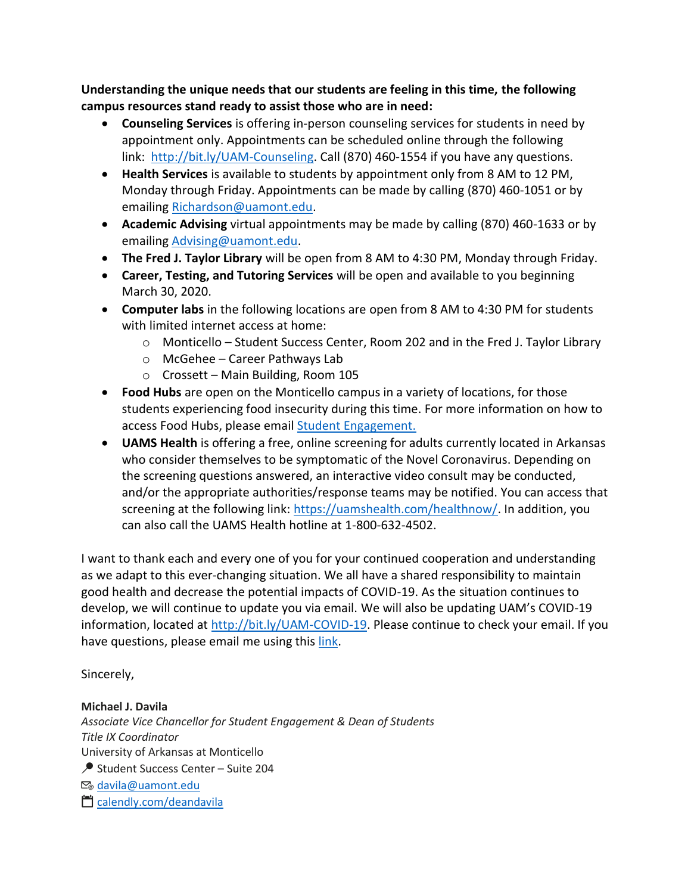**Understanding the unique needs that our students are feeling in this time, the following campus resources stand ready to assist those who are in need:**

- **Counseling Services** is offering in-person counseling services for students in need by appointment only. Appointments can be scheduled online through the following link: [http://bit.ly/UAM-Counseling](http://bit.ly/UAM-Counseling). Call (870) 460-1554 if you have any questions.
- **Health Services** is available to students by appointment only from 8 AM to 12 PM, Monday through Friday. Appointments can be made by calling (870) 460-1051 or by emailing [Richardson@uamont.edu](mailto:Richardson@uamont.edu).
- **Academic Advising** virtual appointments may be made by calling (870) 460-1633 or by emailing [Advising@uamont.edu](mailto:Advising@uamont.edu).
- **The Fred J. Taylor Library** will be open from 8 AM to 4:30 PM, Monday through Friday.
- **Career, Testing, and Tutoring Services** will be open and available to you beginning March 30, 2020.
- **Computer labs** in the following locations are open from 8 AM to 4:30 PM for students with limited internet access at home:
  - Monticello – Student Success Center, Room 202 and in the Fred J. Taylor Library
  - McGehee – Career Pathways Lab
  - Crossett – Main Building, Room 105
- **Food Hubs** are open on the Monticello campus in a variety of locations, for those students experiencing food insecurity during this time. For more information on how to access Food Hubs, please email Student Engagement.
- **UAMS Health** is offering a free, online screening for adults currently located in Arkansas who consider themselves to be symptomatic of the Novel Coronavirus. Depending on the screening questions answered, an interactive video consult may be conducted, and/or the appropriate authorities/response teams may be notified. You can access that screening at the following link: [https://uamshealth.com/healthnow/](https://uamshealth.com/healthnow/). In addition, you can also call the UAMS Health hotline at 1-800-632-4502.

I want to thank each and every one of you for your continued cooperation and understanding as we adapt to this ever-changing situation. We all have a shared responsibility to maintain good health and decrease the potential impacts of COVID-19. As the situation continues to develop, we will continue to update you via email. We will also be updating UAM's COVID-19 information, located at [http://bit.ly/UAM-COVID-19](http://bit.ly/UAM-COVID-19). Please continue to check your email. If you have questions, please email me using this link.

Sincerely,

**Michael J. Davila**
*Associate Vice Chancellor for Student Engagement & Dean of Students*
*Title IX Coordinator*
University of Arkansas at Monticello
Student Success Center – Suite 204
[davila@uamont.edu](mailto:davila@uamont.edu)
calendly.com/deandavila